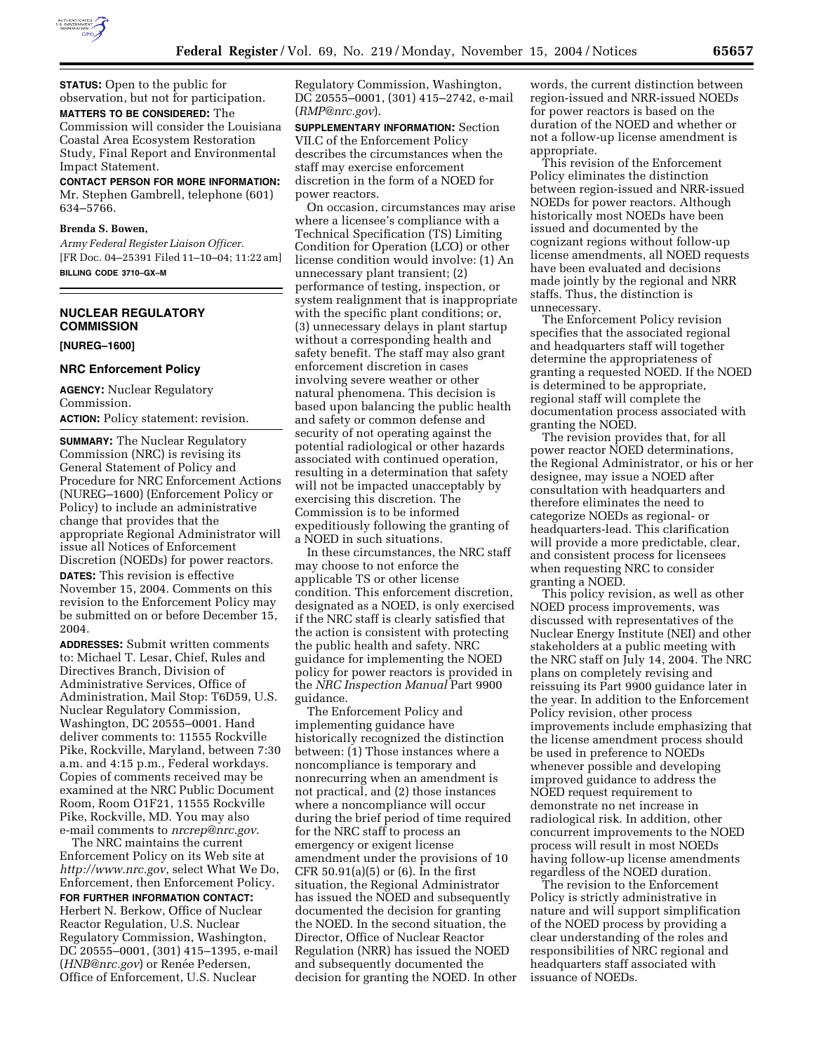**STATUS:** Open to the public for observation, but not for participation.

**MATTERS TO BE CONSIDERED:** The Commission will consider the Louisiana Coastal Area Ecosystem Restoration Study, Final Report and Environmental Impact Statement.

**CONTACT PERSON FOR MORE INFORMATION:** Mr. Stephen Gambrell, telephone (601) 634–5766.

**Brenda S. Bowen,**

*Army Federal Register Liaison Officer.*

[FR Doc. 04–25391 Filed 11–10–04; 11:22 am]

**BILLING CODE 3710–GX–M**

## NUCLEAR REGULATORY COMMISSION

**[NUREG–1600]**

### NRC Enforcement Policy

**AGENCY:** Nuclear Regulatory Commission.

**ACTION:** Policy statement: revision.

**SUMMARY:** The Nuclear Regulatory Commission (NRC) is revising its General Statement of Policy and Procedure for NRC Enforcement Actions (NUREG–1600) (Enforcement Policy or Policy) to include an administrative change that provides that the appropriate Regional Administrator will issue all Notices of Enforcement Discretion (NOEDs) for power reactors.

**DATES:** This revision is effective November 15, 2004. Comments on this revision to the Enforcement Policy may be submitted on or before December 15, 2004.

**ADDRESSES:** Submit written comments to: Michael T. Lesar, Chief, Rules and Directives Branch, Division of Administrative Services, Office of Administration, Mail Stop: T6D59, U.S. Nuclear Regulatory Commission, Washington, DC 20555–0001. Hand deliver comments to: 11555 Rockville Pike, Rockville, Maryland, between 7:30 a.m. and 4:15 p.m., Federal workdays. Copies of comments received may be examined at the NRC Public Document Room, Room O1F21, 11555 Rockville Pike, Rockville, MD. You may also e-mail comments to *nrcrep@nrc.gov*.

The NRC maintains the current Enforcement Policy on its Web site at *http://www.nrc.gov*, select What We Do, Enforcement, then Enforcement Policy.

**FOR FURTHER INFORMATION CONTACT:** Herbert N. Berkow, Office of Nuclear Reactor Regulation, U.S. Nuclear Regulatory Commission, Washington, DC 20555–0001, (301) 415–1395, e-mail (*HNB@nrc.gov*) or Renée Pedersen, Office of Enforcement, U.S. Nuclear Regulatory Commission, Washington, DC 20555–0001, (301) 415–2742, e-mail (*RMP@nrc.gov*).

**SUPPLEMENTARY INFORMATION:** Section VII.C of the Enforcement Policy describes the circumstances when the staff may exercise enforcement discretion in the form of a NOED for power reactors.

On occasion, circumstances may arise where a licensee's compliance with a Technical Specification (TS) Limiting Condition for Operation (LCO) or other license condition would involve: (1) An unnecessary plant transient; (2) performance of testing, inspection, or system realignment that is inappropriate with the specific plant conditions; or, (3) unnecessary delays in plant startup without a corresponding health and safety benefit. The staff may also grant enforcement discretion in cases involving severe weather or other natural phenomena. This decision is based upon balancing the public health and safety or common defense and security of not operating against the potential radiological or other hazards associated with continued operation, resulting in a determination that safety will not be impacted unacceptably by exercising this discretion. The Commission is to be informed expeditiously following the granting of a NOED in such situations.

In these circumstances, the NRC staff may choose to not enforce the applicable TS or other license condition. This enforcement discretion, designated as a NOED, is only exercised if the NRC staff is clearly satisfied that the action is consistent with protecting the public health and safety. NRC guidance for implementing the NOED policy for power reactors is provided in the *NRC Inspection Manual* Part 9900 guidance.

The Enforcement Policy and implementing guidance have historically recognized the distinction between: (1) Those instances where a noncompliance is temporary and nonrecurring when an amendment is not practical, and (2) those instances where a noncompliance will occur during the brief period of time required for the NRC staff to process an emergency or exigent license amendment under the provisions of 10 CFR 50.91(a)(5) or (6). In the first situation, the Regional Administrator has issued the NOED and subsequently documented the decision for granting the NOED. In the second situation, the Director, Office of Nuclear Reactor Regulation (NRR) has issued the NOED and subsequently documented the decision for granting the NOED. In other words, the current distinction between region-issued and NRR-issued NOEDs for power reactors is based on the duration of the NOED and whether or not a follow-up license amendment is appropriate.

This revision of the Enforcement Policy eliminates the distinction between region-issued and NRR-issued NOEDs for power reactors. Although historically most NOEDs have been issued and documented by the cognizant regions without follow-up license amendments, all NOED requests have been evaluated and decisions made jointly by the regional and NRR staffs. Thus, the distinction is unnecessary.

The Enforcement Policy revision specifies that the associated regional and headquarters staff will together determine the appropriateness of granting a requested NOED. If the NOED is determined to be appropriate, regional staff will complete the documentation process associated with granting the NOED.

The revision provides that, for all power reactor NOED determinations, the Regional Administrator, or his or her designee, may issue a NOED after consultation with headquarters and therefore eliminates the need to categorize NOEDs as regional- or headquarters-lead. This clarification will provide a more predictable, clear, and consistent process for licensees when requesting NRC to consider granting a NOED.

This policy revision, as well as other NOED process improvements, was discussed with representatives of the Nuclear Energy Institute (NEI) and other stakeholders at a public meeting with the NRC staff on July 14, 2004. The NRC plans on completely revising and reissuing its Part 9900 guidance later in the year. In addition to the Enforcement Policy revision, other process improvements include emphasizing that the license amendment process should be used in preference to NOEDs whenever possible and developing improved guidance to address the NOED request requirement to demonstrate no net increase in radiological risk. In addition, other concurrent improvements to the NOED process will result in most NOEDs having follow-up license amendments regardless of the NOED duration.

The revision to the Enforcement Policy is strictly administrative in nature and will support simplification of the NOED process by providing a clear understanding of the roles and responsibilities of NRC regional and headquarters staff associated with issuance of NOEDs.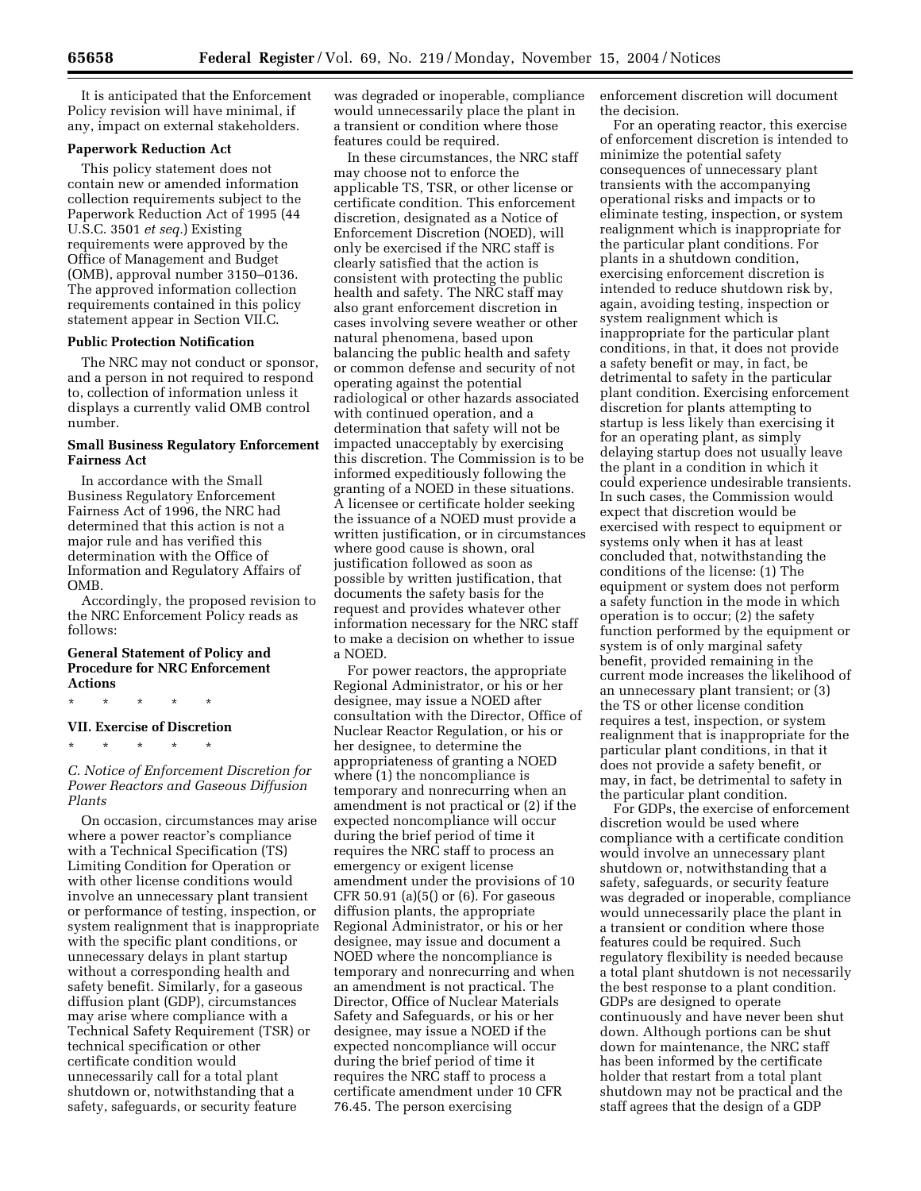It is anticipated that the Enforcement Policy revision will have minimal, if any, impact on external stakeholders.

**Paperwork Reduction Act**

This policy statement does not contain new or amended information collection requirements subject to the Paperwork Reduction Act of 1995 (44 U.S.C. 3501 *et seq.*) Existing requirements were approved by the Office of Management and Budget (OMB), approval number 3150–0136. The approved information collection requirements contained in this policy statement appear in Section VII.C.

**Public Protection Notification**

The NRC may not conduct or sponsor, and a person in not required to respond to, collection of information unless it displays a currently valid OMB control number.

**Small Business Regulatory Enforcement Fairness Act**

In accordance with the Small Business Regulatory Enforcement Fairness Act of 1996, the NRC had determined that this action is not a major rule and has verified this determination with the Office of Information and Regulatory Affairs of OMB.

Accordingly, the proposed revision to the NRC Enforcement Policy reads as follows:

**General Statement of Policy and Procedure for NRC Enforcement Actions**

\* \* \* \* \*

**VII. Exercise of Discretion**

\* \* \* \* \*

*C. Notice of Enforcement Discretion for Power Reactors and Gaseous Diffusion Plants*

On occasion, circumstances may arise where a power reactor's compliance with a Technical Specification (TS) Limiting Condition for Operation or with other license conditions would involve an unnecessary plant transient or performance of testing, inspection, or system realignment that is inappropriate with the specific plant conditions, or unnecessary delays in plant startup without a corresponding health and safety benefit. Similarly, for a gaseous diffusion plant (GDP), circumstances may arise where compliance with a Technical Safety Requirement (TSR) or technical specification or other certificate condition would unnecessarily call for a total plant shutdown or, notwithstanding that a safety, safeguards, or security feature was degraded or inoperable, compliance would unnecessarily place the plant in a transient or condition where those features could be required.

In these circumstances, the NRC staff may choose not to enforce the applicable TS, TSR, or other license or certificate condition. This enforcement discretion, designated as a Notice of Enforcement Discretion (NOED), will only be exercised if the NRC staff is clearly satisfied that the action is consistent with protecting the public health and safety. The NRC staff may also grant enforcement discretion in cases involving severe weather or other natural phenomena, based upon balancing the public health and safety or common defense and security of not operating against the potential radiological or other hazards associated with continued operation, and a determination that safety will not be impacted unacceptably by exercising this discretion. The Commission is to be informed expeditiously following the granting of a NOED in these situations. A licensee or certificate holder seeking the issuance of a NOED must provide a written justification, or in circumstances where good cause is shown, oral justification followed as soon as possible by written justification, that documents the safety basis for the request and provides whatever other information necessary for the NRC staff to make a decision on whether to issue a NOED.

For power reactors, the appropriate Regional Administrator, or his or her designee, may issue a NOED after consultation with the Director, Office of Nuclear Reactor Regulation, or his or her designee, to determine the appropriateness of granting a NOED where (1) the noncompliance is temporary and nonrecurring when an amendment is not practical or (2) if the expected noncompliance will occur during the brief period of time it requires the NRC staff to process an emergency or exigent license amendment under the provisions of 10 CFR 50.91 (a)(5() or (6). For gaseous diffusion plants, the appropriate Regional Administrator, or his or her designee, may issue and document a NOED where the noncompliance is temporary and nonrecurring and when an amendment is not practical. The Director, Office of Nuclear Materials Safety and Safeguards, or his or her designee, may issue a NOED if the expected noncompliance will occur during the brief period of time it requires the NRC staff to process a certificate amendment under 10 CFR 76.45. The person exercising enforcement discretion will document the decision.

For an operating reactor, this exercise of enforcement discretion is intended to minimize the potential safety consequences of unnecessary plant transients with the accompanying operational risks and impacts or to eliminate testing, inspection, or system realignment which is inappropriate for the particular plant conditions. For plants in a shutdown condition, exercising enforcement discretion is intended to reduce shutdown risk by, again, avoiding testing, inspection or system realignment which is inappropriate for the particular plant conditions, in that, it does not provide a safety benefit or may, in fact, be detrimental to safety in the particular plant condition. Exercising enforcement discretion for plants attempting to startup is less likely than exercising it for an operating plant, as simply delaying startup does not usually leave the plant in a condition in which it could experience undesirable transients. In such cases, the Commission would expect that discretion would be exercised with respect to equipment or systems only when it has at least concluded that, notwithstanding the conditions of the license: (1) The equipment or system does not perform a safety function in the mode in which operation is to occur; (2) the safety function performed by the equipment or system is of only marginal safety benefit, provided remaining in the current mode increases the likelihood of an unnecessary plant transient; or (3) the TS or other license condition requires a test, inspection, or system realignment that is inappropriate for the particular plant conditions, in that it does not provide a safety benefit, or may, in fact, be detrimental to safety in the particular plant condition.

For GDPs, the exercise of enforcement discretion would be used where compliance with a certificate condition would involve an unnecessary plant shutdown or, notwithstanding that a safety, safeguards, or security feature was degraded or inoperable, compliance would unnecessarily place the plant in a transient or condition where those features could be required. Such regulatory flexibility is needed because a total plant shutdown is not necessarily the best response to a plant condition. GDPs are designed to operate continuously and have never been shut down. Although portions can be shut down for maintenance, the NRC staff has been informed by the certificate holder that restart from a total plant shutdown may not be practical and the staff agrees that the design of a GDP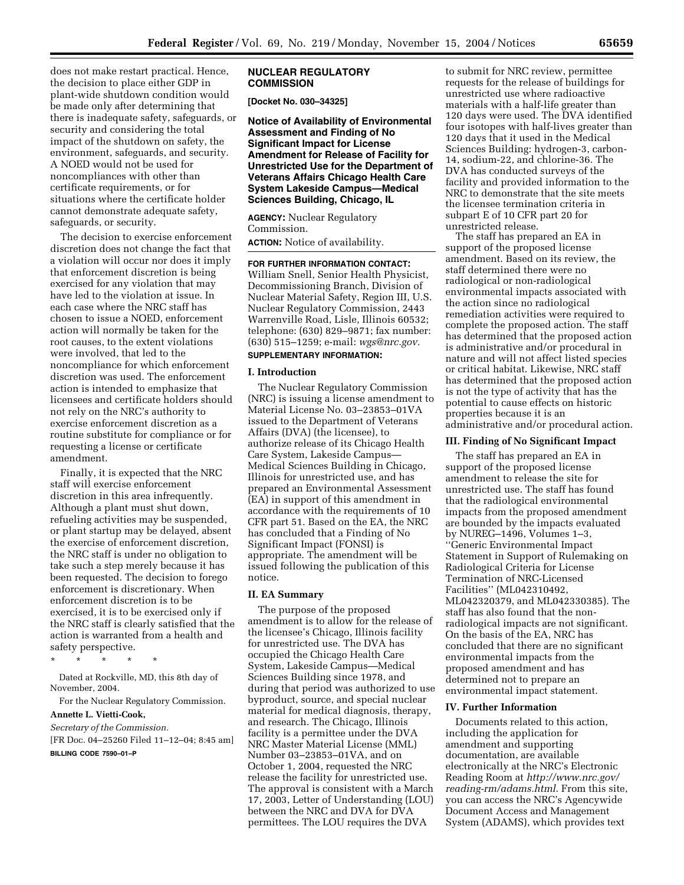does not make restart practical. Hence, the decision to place either GDP in plant-wide shutdown condition would be made only after determining that there is inadequate safety, safeguards, or security and considering the total impact of the shutdown on safety, the environment, safeguards, and security. A NOED would not be used for noncompliances with other than certificate requirements, or for situations where the certificate holder cannot demonstrate adequate safety, safeguards, or security.

The decision to exercise enforcement discretion does not change the fact that a violation will occur nor does it imply that enforcement discretion is being exercised for any violation that may have led to the violation at issue. In each case where the NRC staff has chosen to issue a NOED, enforcement action will normally be taken for the root causes, to the extent violations were involved, that led to the noncompliance for which enforcement discretion was used. The enforcement action is intended to emphasize that licensees and certificate holders should not rely on the NRC's authority to exercise enforcement discretion as a routine substitute for compliance or for requesting a license or certificate amendment.

Finally, it is expected that the NRC staff will exercise enforcement discretion in this area infrequently. Although a plant must shut down, refueling activities may be suspended, or plant startup may be delayed, absent the exercise of enforcement discretion, the NRC staff is under no obligation to take such a step merely because it has been requested. The decision to forego enforcement is discretionary. When enforcement discretion is to be exercised, it is to be exercised only if the NRC staff is clearly satisfied that the action is warranted from a health and safety perspective.

\* \* \* \* \*

Dated at Rockville, MD, this 8th day of November, 2004.

For the Nuclear Regulatory Commission.

**Annette L. Vietti-Cook,**

*Secretary of the Commission.*

[FR Doc. 04–25260 Filed 11–12–04; 8:45 am]

**BILLING CODE 7590–01–P**

## NUCLEAR REGULATORY COMMISSION

**[Docket No. 030–34325]**

### Notice of Availability of Environmental Assessment and Finding of No Significant Impact for License Amendment for Release of Facility for Unrestricted Use for the Department of Veterans Affairs Chicago Health Care System Lakeside Campus—Medical Sciences Building, Chicago, IL

**AGENCY:** Nuclear Regulatory Commission.

**ACTION:** Notice of availability.

**FOR FURTHER INFORMATION CONTACT:** William Snell, Senior Health Physicist, Decommissioning Branch, Division of Nuclear Material Safety, Region III, U.S. Nuclear Regulatory Commission, 2443 Warrenville Road, Lisle, Illinois 60532; telephone: (630) 829–9871; fax number: (630) 515–1259; e-mail: *wgs@nrc.gov.*

**SUPPLEMENTARY INFORMATION:**

### I. Introduction

The Nuclear Regulatory Commission (NRC) is issuing a license amendment to Material License No. 03–23853–01VA issued to the Department of Veterans Affairs (DVA) (the licensee), to authorize release of its Chicago Health Care System, Lakeside Campus—Medical Sciences Building in Chicago, Illinois for unrestricted use, and has prepared an Environmental Assessment (EA) in support of this amendment in accordance with the requirements of 10 CFR part 51. Based on the EA, the NRC has concluded that a Finding of No Significant Impact (FONSI) is appropriate. The amendment will be issued following the publication of this notice.

### II. EA Summary

The purpose of the proposed amendment is to allow for the release of the licensee's Chicago, Illinois facility for unrestricted use. The DVA has occupied the Chicago Health Care System, Lakeside Campus—Medical Sciences Building since 1978, and during that period was authorized to use byproduct, source, and special nuclear material for medical diagnosis, therapy, and research. The Chicago, Illinois facility is a permittee under the DVA NRC Master Material License (MML) Number 03–23853–01VA, and on October 1, 2004, requested the NRC release the facility for unrestricted use. The approval is consistent with a March 17, 2003, Letter of Understanding (LOU) between the NRC and DVA for DVA permittees. The LOU requires the DVA to submit for NRC review, permittee requests for the release of buildings for unrestricted use where radioactive materials with a half-life greater than 120 days were used. The DVA identified four isotopes with half-lives greater than 120 days that it used in the Medical Sciences Building: hydrogen-3, carbon-14, sodium-22, and chlorine-36. The DVA has conducted surveys of the facility and provided information to the NRC to demonstrate that the site meets the licensee termination criteria in subpart E of 10 CFR part 20 for unrestricted release.

The staff has prepared an EA in support of the proposed license amendment. Based on its review, the staff determined there were no radiological or non-radiological environmental impacts associated with the action since no radiological remediation activities were required to complete the proposed action. The staff has determined that the proposed action is administrative and/or procedural in nature and will not affect listed species or critical habitat. Likewise, NRC staff has determined that the proposed action is not the type of activity that has the potential to cause effects on historic properties because it is an administrative and/or procedural action.

### III. Finding of No Significant Impact

The staff has prepared an EA in support of the proposed license amendment to release the site for unrestricted use. The staff has found that the radiological environmental impacts from the proposed amendment are bounded by the impacts evaluated by NUREG–1496, Volumes 1–3, ''Generic Environmental Impact Statement in Support of Rulemaking on Radiological Criteria for License Termination of NRC-Licensed Facilities'' (ML042310492, ML042320379, and ML042330385). The staff has also found that the non-radiological impacts are not significant. On the basis of the EA, NRC has concluded that there are no significant environmental impacts from the proposed amendment and has determined not to prepare an environmental impact statement.

### IV. Further Information

Documents related to this action, including the application for amendment and supporting documentation, are available electronically at the NRC's Electronic Reading Room at *http://www.nrc.gov/reading-rm/adams.html*. From this site, you can access the NRC's Agencywide Document Access and Management System (ADAMS), which provides text